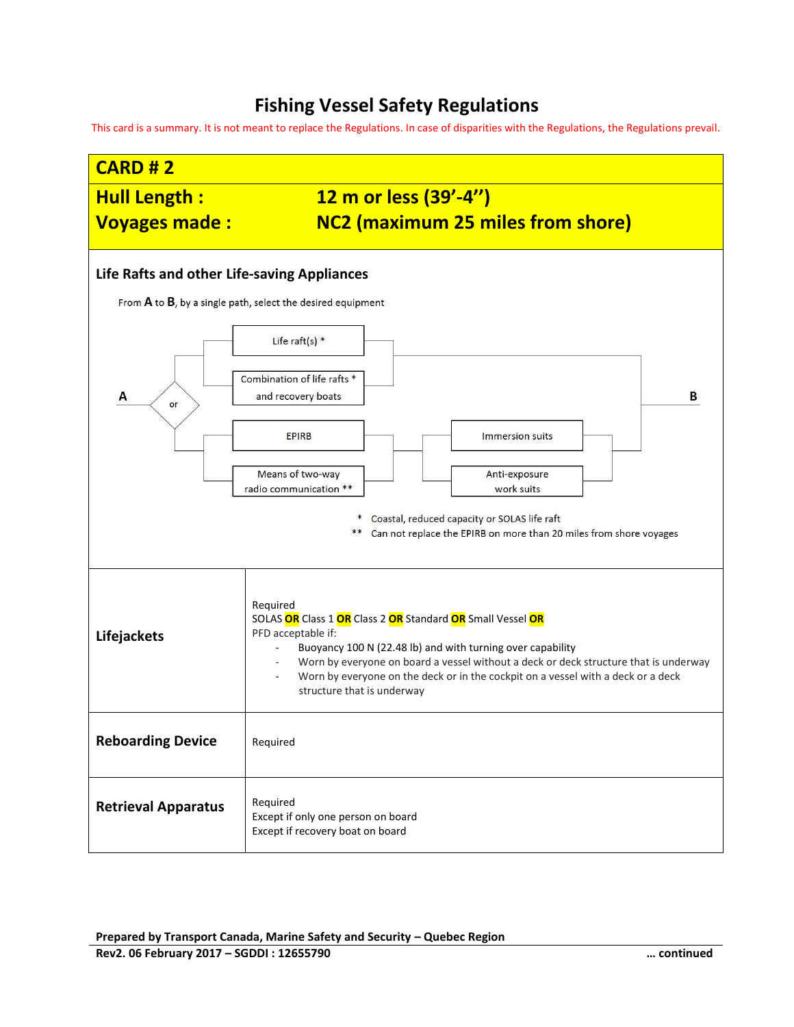# Fishing Vessel Safety Regulations

This card is a summary. It is not meant to replace the Regulations. In case of disparities with the Regulations, the Regulations prevail.

## CARD # 2

**Hull Length :** **12 m or less (39'-4'')**

**Voyages made :** **NC2 (maximum 25 miles from shore)**

### Life Rafts and other Life-saving Appliances

From **A** to **B**, by a single path, select the desired equipment

A — or:

- Life raft(s) * **or** Combination of life rafts * and recovery boats
- EPIRB **or** Means of two-way radio communication ** — followed by — Immersion suits **or** Anti-exposure work suits

— B

\* Coastal, reduced capacity or SOLAS life raft

\*\* Can not replace the EPIRB on more than 20 miles from shore voyages

| | |
|---|---|
| **Lifejackets** | Required<br>SOLAS **OR** Class 1 **OR** Class 2 **OR** Standard **OR** Small Vessel **OR**<br>PFD acceptable if:<br>- Buoyancy 100 N (22.48 lb) and with turning over capability<br>- Worn by everyone on board a vessel without a deck or deck structure that is underway<br>- Worn by everyone on the deck or in the cockpit on a vessel with a deck or a deck structure that is underway |
| **Reboarding Device** | Required |
| **Retrieval Apparatus** | Required<br>Except if only one person on board<br>Except if recovery boat on board |

**Prepared by Transport Canada, Marine Safety and Security – Quebec Region**

**Rev2. 06 February 2017 – SGDDI : 12655790** **… continued**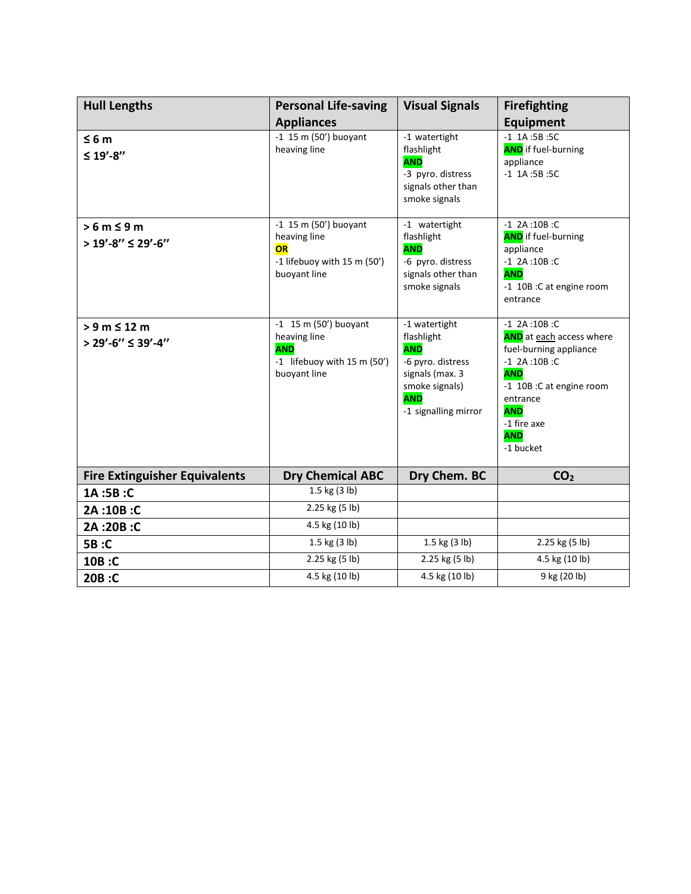| Hull Lengths | Personal Life-saving Appliances | Visual Signals | Firefighting Equipment |
|---|---|---|---|
| **≤ 6 m**<br>**≤ 19'-8''** | -1 15 m (50') buoyant heaving line | -1 watertight flashlight<br>**AND**<br>-3 pyro. distress signals other than smoke signals | -1 1A :5B :5C<br>**AND** if fuel-burning appliance<br>-1 1A :5B :5C |
| **> 6 m ≤ 9 m**<br>**> 19'-8'' ≤ 29'-6''** | -1 15 m (50') buoyant heaving line<br>**OR**<br>-1 lifebuoy with 15 m (50') buoyant line | -1 watertight flashlight<br>**AND**<br>-6 pyro. distress signals other than smoke signals | -1 2A :10B :C<br>**AND** if fuel-burning appliance<br>-1 2A :10B :C<br>**AND**<br>-1 10B :C at engine room entrance |
| **> 9 m ≤ 12 m**<br>**> 29'-6'' ≤ 39'-4''** | -1 15 m (50') buoyant heaving line<br>**AND**<br>-1 lifebuoy with 15 m (50') buoyant line | -1 watertight flashlight<br>**AND**<br>-6 pyro. distress signals (max. 3 smoke signals)<br>**AND**<br>-1 signalling mirror | -1 2A :10B :C<br>**AND** at each access where fuel-burning appliance<br>-1 2A :10B :C<br>**AND**<br>-1 10B :C at engine room entrance<br>**AND**<br>-1 fire axe<br>**AND**<br>-1 bucket |

| Fire Extinguisher Equivalents | Dry Chemical ABC | Dry Chem. BC | $CO_2$ |
|---|---|---|---|
| **1A :5B :C** | 1.5 kg (3 lb) | | |
| **2A :10B :C** | 2.25 kg (5 lb) | | |
| **2A :20B :C** | 4.5 kg (10 lb) | | |
| **5B :C** | 1.5 kg (3 lb) | 1.5 kg (3 lb) | 2.25 kg (5 lb) |
| **10B :C** | 2.25 kg (5 lb) | 2.25 kg (5 lb) | 4.5 kg (10 lb) |
| **20B :C** | 4.5 kg (10 lb) | 4.5 kg (10 lb) | 9 kg (20 lb) |